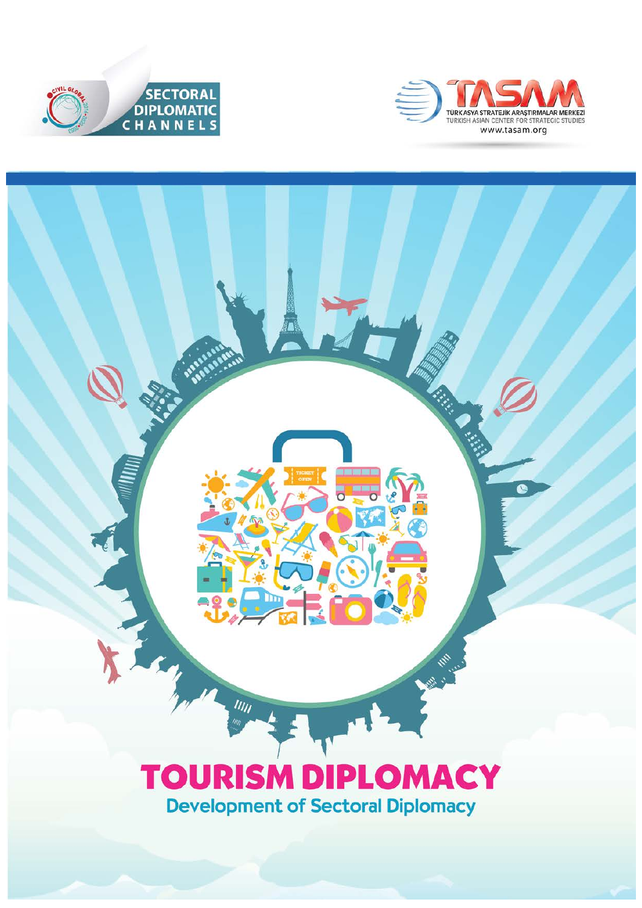SECTORAL DIPLOMATIC CHANNELS

TASAM
TÜRK ASYA STRATEJİK ARAŞTIRMALAR MERKEZİ
TURKISH ASIAN CENTER FOR STRATEGIC STUDIES
www.tasam.org

# TOURISM DIPLOMACY

## Development of Sectoral Diplomacy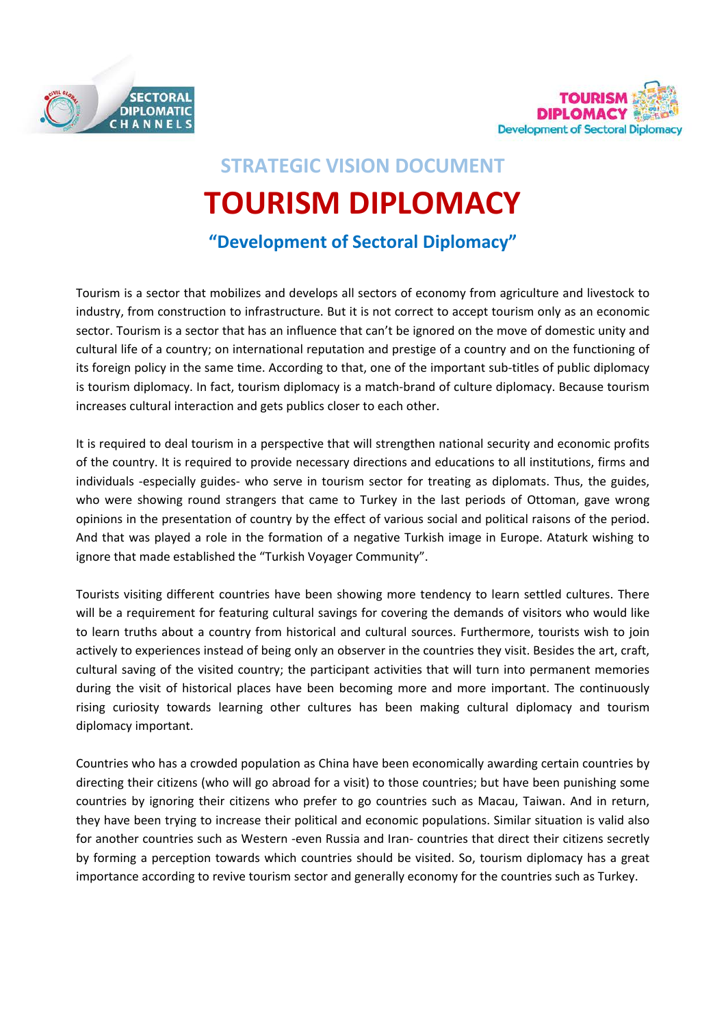## STRATEGIC VISION DOCUMENT

# TOURISM DIPLOMACY

### "Development of Sectoral Diplomacy"

Tourism is a sector that mobilizes and develops all sectors of economy from agriculture and livestock to industry, from construction to infrastructure. But it is not correct to accept tourism only as an economic sector. Tourism is a sector that has an influence that can't be ignored on the move of domestic unity and cultural life of a country; on international reputation and prestige of a country and on the functioning of its foreign policy in the same time. According to that, one of the important sub-titles of public diplomacy is tourism diplomacy. In fact, tourism diplomacy is a match-brand of culture diplomacy. Because tourism increases cultural interaction and gets publics closer to each other.

It is required to deal tourism in a perspective that will strengthen national security and economic profits of the country. It is required to provide necessary directions and educations to all institutions, firms and individuals -especially guides- who serve in tourism sector for treating as diplomats. Thus, the guides, who were showing round strangers that came to Turkey in the last periods of Ottoman, gave wrong opinions in the presentation of country by the effect of various social and political raisons of the period. And that was played a role in the formation of a negative Turkish image in Europe. Ataturk wishing to ignore that made established the "Turkish Voyager Community".

Tourists visiting different countries have been showing more tendency to learn settled cultures. There will be a requirement for featuring cultural savings for covering the demands of visitors who would like to learn truths about a country from historical and cultural sources. Furthermore, tourists wish to join actively to experiences instead of being only an observer in the countries they visit. Besides the art, craft, cultural saving of the visited country; the participant activities that will turn into permanent memories during the visit of historical places have been becoming more and more important. The continuously rising curiosity towards learning other cultures has been making cultural diplomacy and tourism diplomacy important.

Countries who has a crowded population as China have been economically awarding certain countries by directing their citizens (who will go abroad for a visit) to those countries; but have been punishing some countries by ignoring their citizens who prefer to go countries such as Macau, Taiwan. And in return, they have been trying to increase their political and economic populations. Similar situation is valid also for another countries such as Western -even Russia and Iran- countries that direct their citizens secretly by forming a perception towards which countries should be visited. So, tourism diplomacy has a great importance according to revive tourism sector and generally economy for the countries such as Turkey.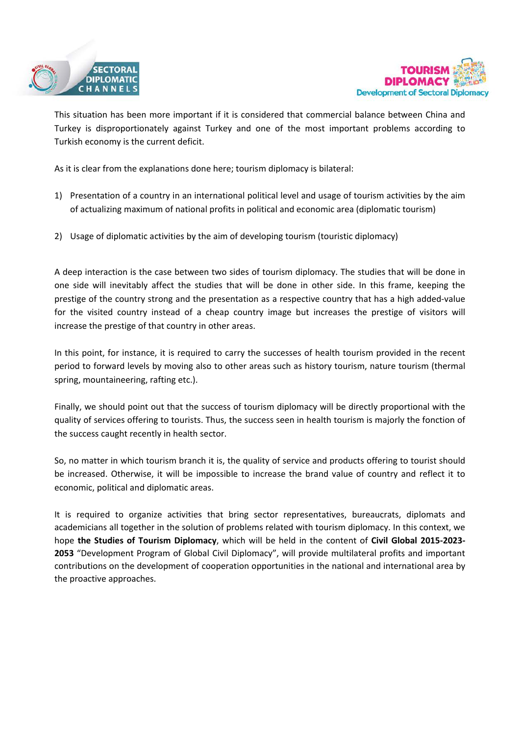This situation has been more important if it is considered that commercial balance between China and Turkey is disproportionately against Turkey and one of the most important problems according to Turkish economy is the current deficit.

As it is clear from the explanations done here; tourism diplomacy is bilateral:

1) Presentation of a country in an international political level and usage of tourism activities by the aim of actualizing maximum of national profits in political and economic area (diplomatic tourism)

2) Usage of diplomatic activities by the aim of developing tourism (touristic diplomacy)

A deep interaction is the case between two sides of tourism diplomacy. The studies that will be done in one side will inevitably affect the studies that will be done in other side. In this frame, keeping the prestige of the country strong and the presentation as a respective country that has a high added-value for the visited country instead of a cheap country image but increases the prestige of visitors will increase the prestige of that country in other areas.

In this point, for instance, it is required to carry the successes of health tourism provided in the recent period to forward levels by moving also to other areas such as history tourism, nature tourism (thermal spring, mountaineering, rafting etc.).

Finally, we should point out that the success of tourism diplomacy will be directly proportional with the quality of services offering to tourists. Thus, the success seen in health tourism is majorly the fonction of the success caught recently in health sector.

So, no matter in which tourism branch it is, the quality of service and products offering to tourist should be increased. Otherwise, it will be impossible to increase the brand value of country and reflect it to economic, political and diplomatic areas.

It is required to organize activities that bring sector representatives, bureaucrats, diplomats and academicians all together in the solution of problems related with tourism diplomacy. In this context, we hope **the Studies of Tourism Diplomacy**, which will be held in the content of **Civil Global 2015-2023-2053** "Development Program of Global Civil Diplomacy", will provide multilateral profits and important contributions on the development of cooperation opportunities in the national and international area by the proactive approaches.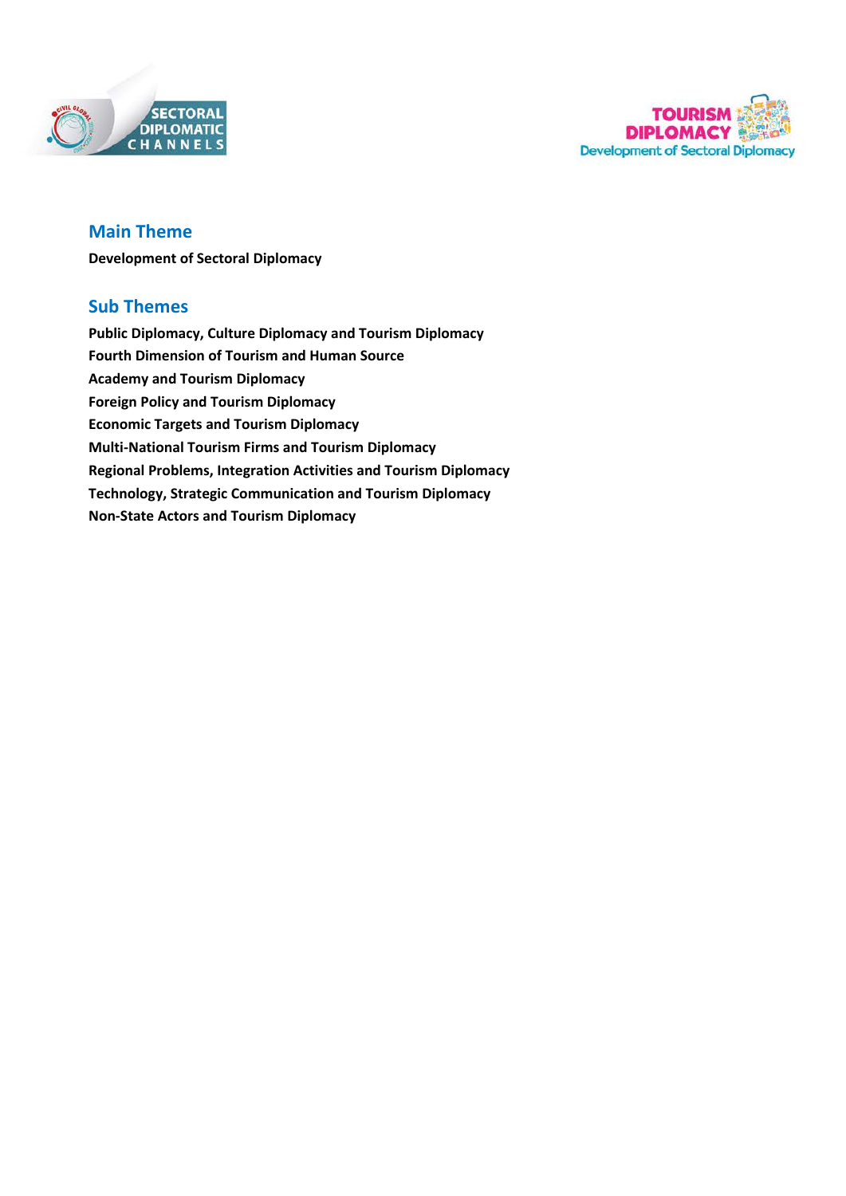## Main Theme

**Development of Sectoral Diplomacy**

## Sub Themes

**Public Diplomacy, Culture Diplomacy and Tourism Diplomacy**
**Fourth Dimension of Tourism and Human Source**
**Academy and Tourism Diplomacy**
**Foreign Policy and Tourism Diplomacy**
**Economic Targets and Tourism Diplomacy**
**Multi-National Tourism Firms and Tourism Diplomacy**
**Regional Problems, Integration Activities and Tourism Diplomacy**
**Technology, Strategic Communication and Tourism Diplomacy**
**Non-State Actors and Tourism Diplomacy**